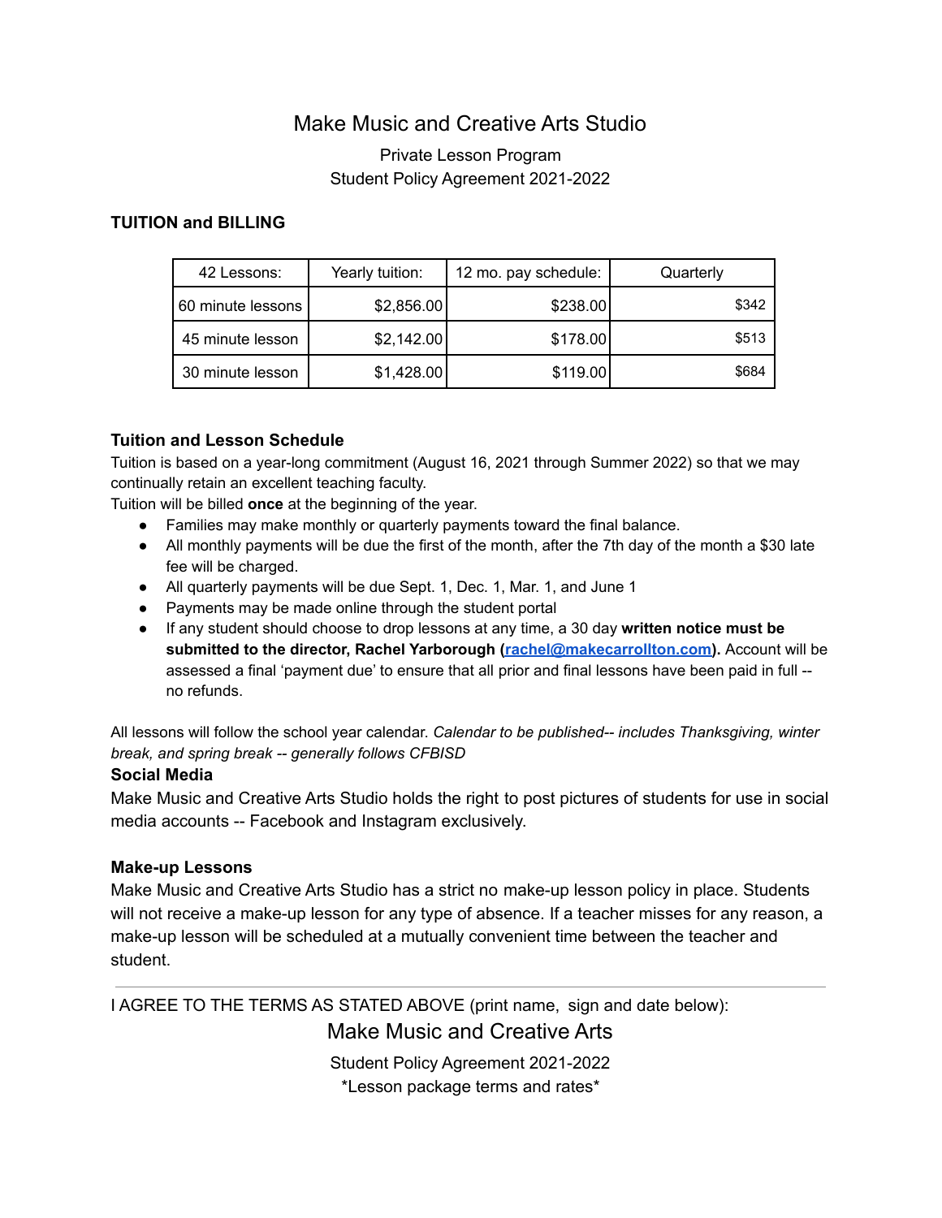# Make Music and Creative Arts Studio

Private Lesson Program
Student Policy Agreement 2021-2022

## TUITION and BILLING

| 42 Lessons: | Yearly tuition: | 12 mo. pay schedule: | Quarterly |
|---|---|---|---|
| 60 minute lessons | $2,856.00 | $238.00 | $342 |
| 45 minute lesson | $2,142.00 | $178.00 | $513 |
| 30 minute lesson | $1,428.00 | $119.00 | $684 |

### Tuition and Lesson Schedule

Tuition is based on a year-long commitment (August 16, 2021 through Summer 2022) so that we may continually retain an excellent teaching faculty.
Tuition will be billed **once** at the beginning of the year.

- Families may make monthly or quarterly payments toward the final balance.
- All monthly payments will be due the first of the month, after the 7th day of the month a $30 late fee will be charged.
- All quarterly payments will be due Sept. 1, Dec. 1, Mar. 1, and June 1
- Payments may be made online through the student portal
- If any student should choose to drop lessons at any time, a 30 day **written notice must be submitted to the director, Rachel Yarborough (rachel@makecarrollton.com).** Account will be assessed a final 'payment due' to ensure that all prior and final lessons have been paid in full -- no refunds.

All lessons will follow the school year calendar. *Calendar to be published-- includes Thanksgiving, winter break, and spring break -- generally follows CFBISD*

### Social Media

Make Music and Creative Arts Studio holds the right to post pictures of students for use in social media accounts -- Facebook and Instagram exclusively.

### Make-up Lessons

Make Music and Creative Arts Studio has a strict no make-up lesson policy in place. Students will not receive a make-up lesson for any type of absence. If a teacher misses for any reason, a make-up lesson will be scheduled at a mutually convenient time between the teacher and student.

---

I AGREE TO THE TERMS AS STATED ABOVE (print name, sign and date below):

# Make Music and Creative Arts

Student Policy Agreement 2021-2022
*Lesson package terms and rates*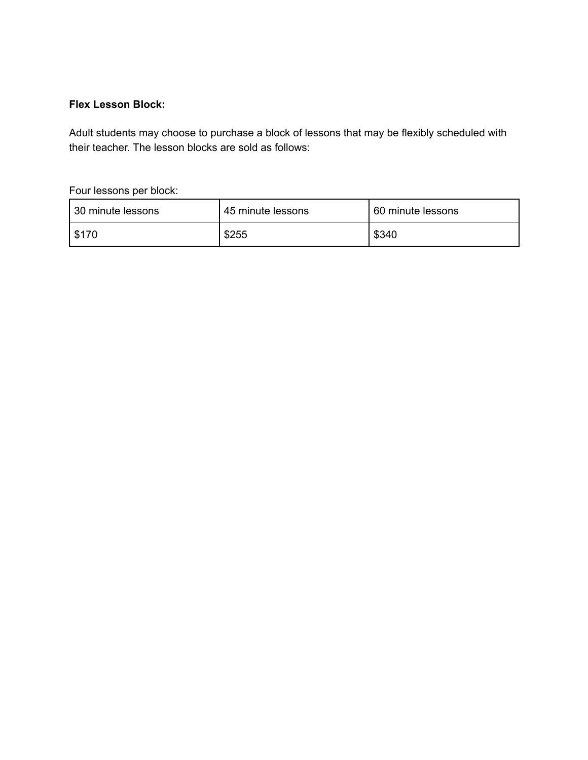**Flex Lesson Block:**

Adult students may choose to purchase a block of lessons that may be flexibly scheduled with their teacher. The lesson blocks are sold as follows:

Four lessons per block:

| 30 minute lessons | 45 minute lessons | 60 minute lessons |
|---|---|---|
| $170 | $255 | $340 |